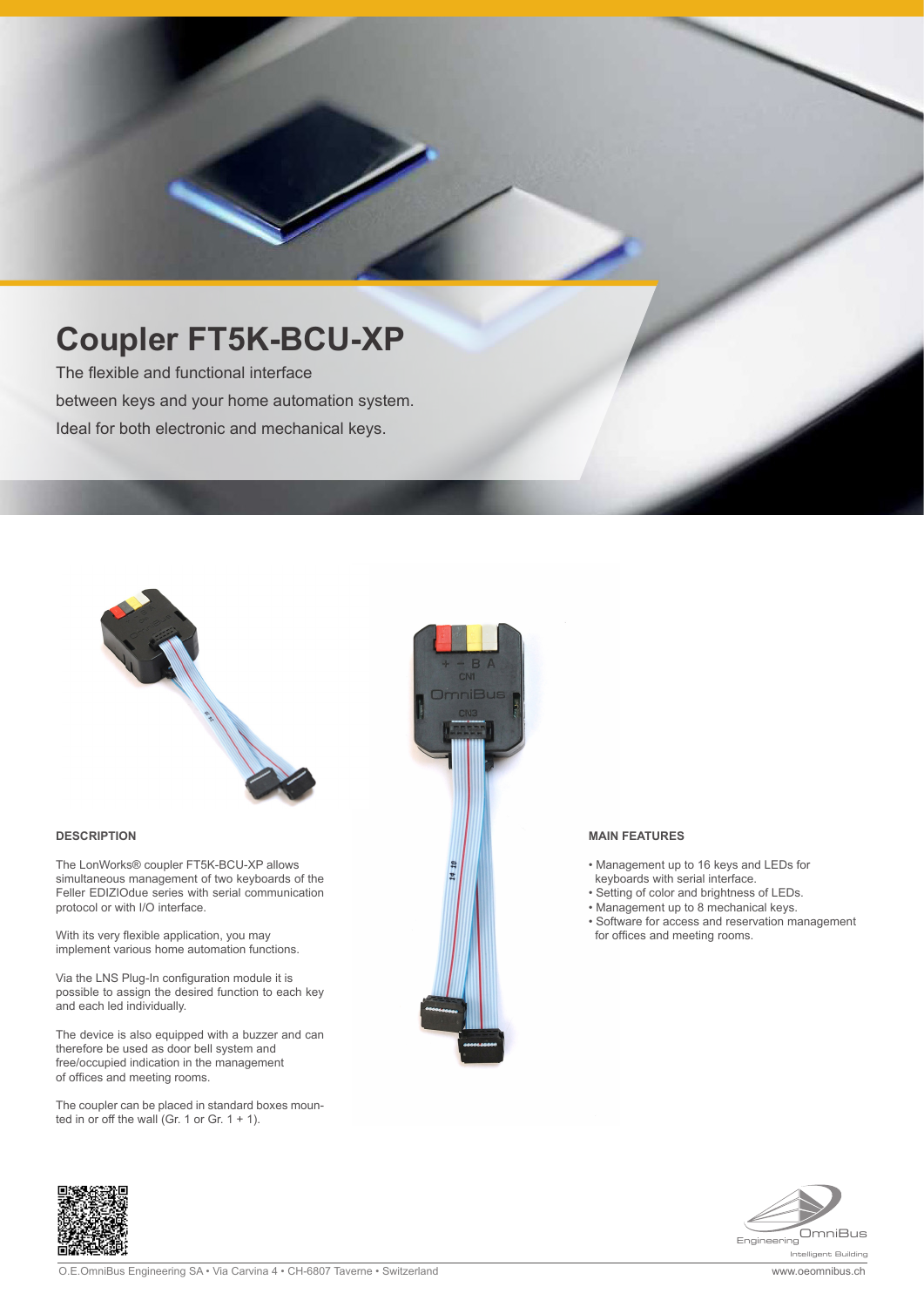# Coupler FT5K-BCU-XP

The flexible and functional interface
between keys and your home automation system.
Ideal for both electronic and mechanical keys.

## DESCRIPTION

The LonWorks® coupler FT5K-BCU-XP allows simultaneous management of two keyboards of the Feller EDIZIOdue series with serial communication protocol or with I/O interface.

With its very flexible application, you may implement various home automation functions.

Via the LNS Plug-In configuration module it is possible to assign the desired function to each key and each led individually.

The device is also equipped with a buzzer and can therefore be used as door bell system and free/occupied indication in the management of offices and meeting rooms.

The coupler can be placed in standard boxes mounted in or off the wall (Gr. 1 or Gr. 1 + 1).

## MAIN FEATURES

- Management up to 16 keys and LEDs for keyboards with serial interface.
- Setting of color and brightness of LEDs.
- Management up to 8 mechanical keys.
- Software for access and reservation management for offices and meeting rooms.

O.E.OmniBus Engineering SA • Via Carvina 4 • CH-6807 Taverne • Switzerland

www.oeomnibus.ch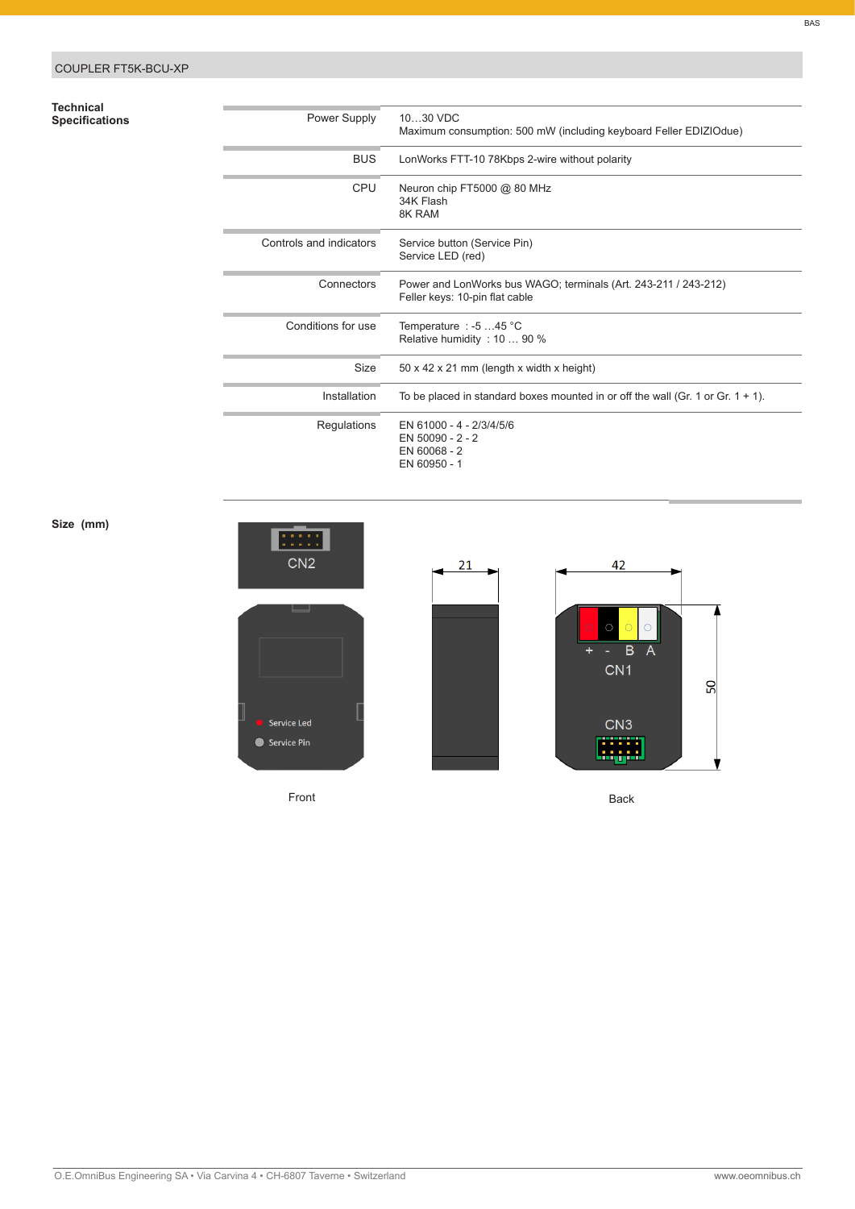## COUPLER FT5K-BCU-XP

### Technical Specifications

| | |
|---|---|
| Power Supply | 10…30 VDC<br>Maximum consumption: 500 mW (including keyboard Feller EDIZIOdue) |
| BUS | LonWorks FTT-10 78Kbps 2-wire without polarity |
| CPU | Neuron chip FT5000 @ 80 MHz<br>34K Flash<br>8K RAM |
| Controls and indicators | Service button (Service Pin)<br>Service LED (red) |
| Connectors | Power and LonWorks bus WAGO; terminals (Art. 243-211 / 243-212)<br>Feller keys: 10-pin flat cable |
| Conditions for use | Temperature : -5 …45 °C<br>Relative humidity : 10 … 90 % |
| Size | 50 x 42 x 21 mm (length x width x height) |
| Installation | To be placed in standard boxes mounted in or off the wall (Gr. 1 or Gr. 1 + 1). |
| Regulations | EN 61000 - 4 - 2/3/4/5/6<br>EN 50090 - 2 - 2<br>EN 60068 - 2<br>EN 60950 - 1 |

### Size (mm)

CN2

Service Led

Service Pin

21

42

\+ - B A

CN1

CN3

50

Front

Back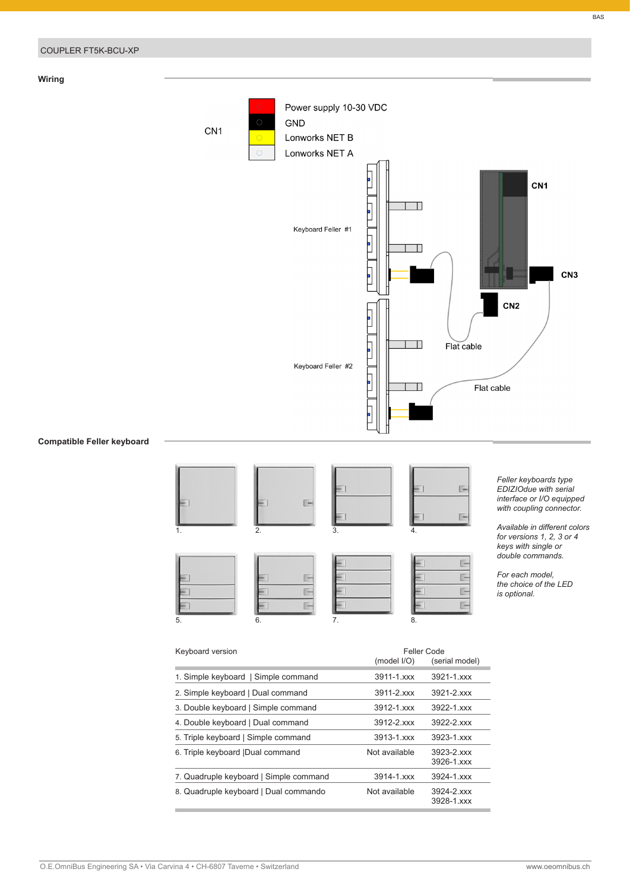COUPLER FT5K-BCU-XP

## Wiring

CN1

Power supply 10-30 VDC
GND
Lonworks NET B
Lonworks NET A

Keyboard Feller #1

Keyboard Feller #2

CN1

CN3

CN2

Flat cable

Flat cable

## Compatible Feller keyboard

1.
2.
3.
4.
5.
6.
7.
8.

*Feller keyboards type EDIZIOdue with serial interface or I/O equipped with coupling connector.*

*Available in different colors for versions 1, 2, 3 or 4 keys with single or double commands.*

*For each model, the choice of the LED is optional.*

| Keyboard version | Feller Code (model I/O) | (serial model) |
|---|---|---|
| 1. Simple keyboard \| Simple command | 3911-1.xxx | 3921-1.xxx |
| 2. Simple keyboard \| Dual command | 3911-2.xxx | 3921-2.xxx |
| 3. Double keyboard \| Simple command | 3912-1.xxx | 3922-1.xxx |
| 4. Double keyboard \| Dual command | 3912-2.xxx | 3922-2.xxx |
| 5. Triple keyboard \| Simple command | 3913-1.xxx | 3923-1.xxx |
| 6. Triple keyboard \|Dual command | Not available | 3923-2.xxx<br>3926-1.xxx |
| 7. Quadruple keyboard \| Simple command | 3914-1.xxx | 3924-1.xxx |
| 8. Quadruple keyboard \| Dual commando | Not available | 3924-2.xxx<br>3928-1.xxx |